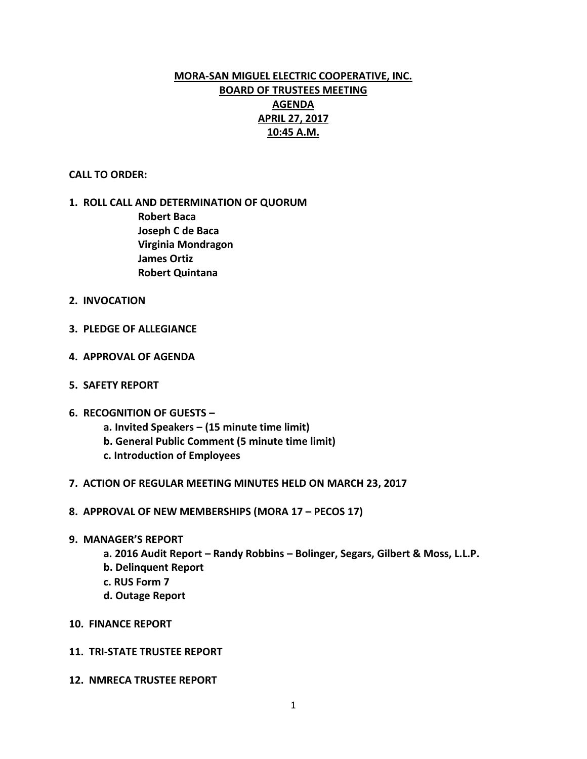# MORA-SAN MIGUEL ELECTRIC COOPERATIVE, INC.
## BOARD OF TRUSTEES MEETING
## AGENDA
## APRIL 27, 2017
## 10:45 A.M.

**CALL TO ORDER:**

1. **ROLL CALL AND DETERMINATION OF QUORUM**
   - **Robert Baca**
   - **Joseph C de Baca**
   - **Virginia Mondragon**
   - **James Ortiz**
   - **Robert Quintana**

2. **INVOCATION**

3. **PLEDGE OF ALLEGIANCE**

4. **APPROVAL OF AGENDA**

5. **SAFETY REPORT**

6. **RECOGNITION OF GUESTS –**
   - **a. Invited Speakers – (15 minute time limit)**
   - **b. General Public Comment (5 minute time limit)**
   - **c. Introduction of Employees**

7. **ACTION OF REGULAR MEETING MINUTES HELD ON MARCH 23, 2017**

8. **APPROVAL OF NEW MEMBERSHIPS (MORA 17 – PECOS 17)**

9. **MANAGER'S REPORT**
   - **a. 2016 Audit Report – Randy Robbins – Bolinger, Segars, Gilbert & Moss, L.L.P.**
   - **b. Delinquent Report**
   - **c. RUS Form 7**
   - **d. Outage Report**

10. **FINANCE REPORT**

11. **TRI-STATE TRUSTEE REPORT**

12. **NMRECA TRUSTEE REPORT**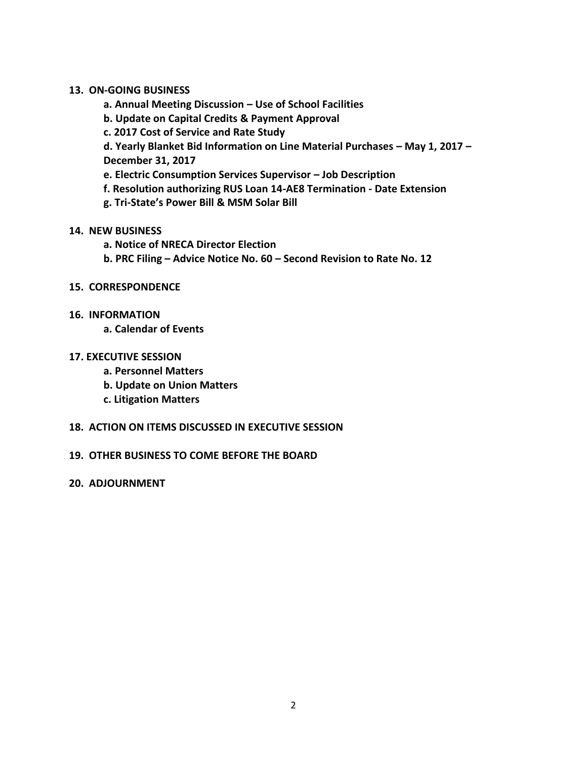**13. ON-GOING BUSINESS**

- **a. Annual Meeting Discussion – Use of School Facilities**
- **b. Update on Capital Credits & Payment Approval**
- **c. 2017 Cost of Service and Rate Study**
- **d. Yearly Blanket Bid Information on Line Material Purchases – May 1, 2017 – December 31, 2017**
- **e. Electric Consumption Services Supervisor – Job Description**
- **f. Resolution authorizing RUS Loan 14-AE8 Termination - Date Extension**
- **g. Tri-State's Power Bill & MSM Solar Bill**

**14. NEW BUSINESS**

- **a. Notice of NRECA Director Election**
- **b. PRC Filing – Advice Notice No. 60 – Second Revision to Rate No. 12**

**15. CORRESPONDENCE**

**16. INFORMATION**

- **a. Calendar of Events**

**17. EXECUTIVE SESSION**

- **a. Personnel Matters**
- **b. Update on Union Matters**
- **c. Litigation Matters**

**18. ACTION ON ITEMS DISCUSSED IN EXECUTIVE SESSION**

**19. OTHER BUSINESS TO COME BEFORE THE BOARD**

**20. ADJOURNMENT**